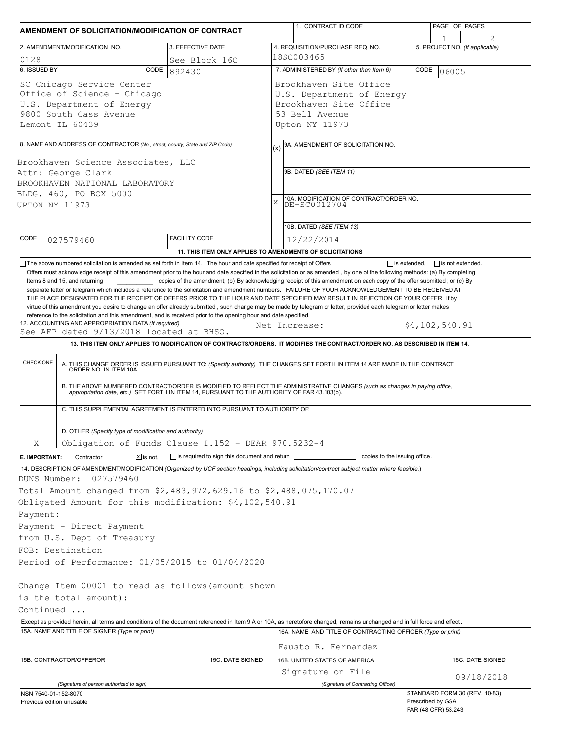# AMENDMENT OF SOLICITATION/MODIFICATION OF CONTRACT

| 1. CONTRACT ID CODE | PAGE OF PAGES |
|---|---|
| | 1 / 2 |

| 2. AMENDMENT/MODIFICATION NO. | 3. EFFECTIVE DATE | 4. REQUISITION/PURCHASE REQ. NO. | 5. PROJECT NO. (If applicable) |
|---|---|---|---|
| 0128 | See Block 16C | 18SC003465 | |

**6. ISSUED BY** CODE 892430

SC Chicago Service Center
Office of Science - Chicago
U.S. Department of Energy
9800 South Cass Avenue
Lemont IL 60439

**7. ADMINISTERED BY** (If other than Item 6) CODE 06005

Brookhaven Site Office
U.S. Department of Energy
Brookhaven Site Office
53 Bell Avenue
Upton NY 11973

**8. NAME AND ADDRESS OF CONTRACTOR** (No., street, county, State and ZIP Code)

Brookhaven Science Associates, LLC
Attn: George Clark
BROOKHAVEN NATIONAL LABORATORY
BLDG. 460, PO BOX 5000
UPTON NY 11973

CODE 027579460 FACILITY CODE

(x) 9A. AMENDMENT OF SOLICITATION NO.

9B. DATED (SEE ITEM 11)

X 10A. MODIFICATION OF CONTRACT/ORDER NO. DE-SC0012704

10B. DATED (SEE ITEM 13) 12/22/2014

## 11. THIS ITEM ONLY APPLIES TO AMENDMENTS OF SOLICITATIONS

☐ The above numbered solicitation is amended as set forth in Item 14. The hour and date specified for receipt of Offers ☐ is extended, ☐ is not extended.

Offers must acknowledge receipt of this amendment prior to the hour and date specified in the solicitation or as amended , by one of the following methods: (a) By completing Items 8 and 15, and returning ________ copies of the amendment; (b) By acknowledging receipt of this amendment on each copy of the offer submitted ; or (c) By separate letter or telegram which includes a reference to the solicitation and amendment numbers. FAILURE OF YOUR ACKNOWLEDGEMENT TO BE RECEIVED AT THE PLACE DESIGNATED FOR THE RECEIPT OF OFFERS PRIOR TO THE HOUR AND DATE SPECIFIED MAY RESULT IN REJECTION OF YOUR OFFER If by virtue of this amendment you desire to change an offer already submitted , such change may be made by telegram or letter, provided each telegram or letter makes reference to the solicitation and this amendment, and is received prior to the opening hour and date specified.

**12. ACCOUNTING AND APPROPRIATION DATA** (If required)
See AFP dated 9/13/2018 located at BHSO. Net Increase: $4,102,540.91

## 13. THIS ITEM ONLY APPLIES TO MODIFICATION OF CONTRACTS/ORDERS. IT MODIFIES THE CONTRACT/ORDER NO. AS DESCRIBED IN ITEM 14.

| CHECK ONE | |
|---|---|
| | A. THIS CHANGE ORDER IS ISSUED PURSUANT TO: (Specify authority) THE CHANGES SET FORTH IN ITEM 14 ARE MADE IN THE CONTRACT ORDER NO. IN ITEM 10A. |
| | B. THE ABOVE NUMBERED CONTRACT/ORDER IS MODIFIED TO REFLECT THE ADMINISTRATIVE CHANGES (such as changes in paying office, appropriation date, etc.) SET FORTH IN ITEM 14, PURSUANT TO THE AUTHORITY OF FAR 43.103(b). |
| | C. THIS SUPPLEMENTAL AGREEMENT IS ENTERED INTO PURSUANT TO AUTHORITY OF: |
| X | D. OTHER (Specify type of modification and authority) Obligation of Funds Clause I.152 - DEAR 970.5232-4 |

**E. IMPORTANT:** Contractor ☒ is not, ☐ is required to sign this document and return ________ copies to the issuing office.

**14. DESCRIPTION OF AMENDMENT/MODIFICATION** (Organized by UCF section headings, including solicitation/contract subject matter where feasible.)

DUNS Number: 027579460
Total Amount changed from $2,483,972,629.16 to $2,488,075,170.07
Obligated Amount for this modification: $4,102,540.91
Payment:
Payment - Direct Payment
from U.S. Dept of Treasury
FOB: Destination
Period of Performance: 01/05/2015 to 01/04/2020

Change Item 00001 to read as follows(amount shown
is the total amount):
Continued ...

Except as provided herein, all terms and conditions of the document referenced in Item 9 A or 10A, as heretofore changed, remains unchanged and in full force and effect.

| 15A. NAME AND TITLE OF SIGNER (Type or print) | | 16A. NAME AND TITLE OF CONTRACTING OFFICER (Type or print) | |
|---|---|---|---|
| | | Fausto R. Fernandez | |
| 15B. CONTRACTOR/OFFEROR | 15C. DATE SIGNED | 16B. UNITED STATES OF AMERICA | 16C. DATE SIGNED |
| (Signature of person authorized to sign) | | Signature on File (Signature of Contracting Officer) | 09/18/2018 |

NSN 7540-01-152-8070
Previous edition unusable

STANDARD FORM 30 (REV. 10-83)
Prescribed by GSA
FAR (48 CFR) 53.243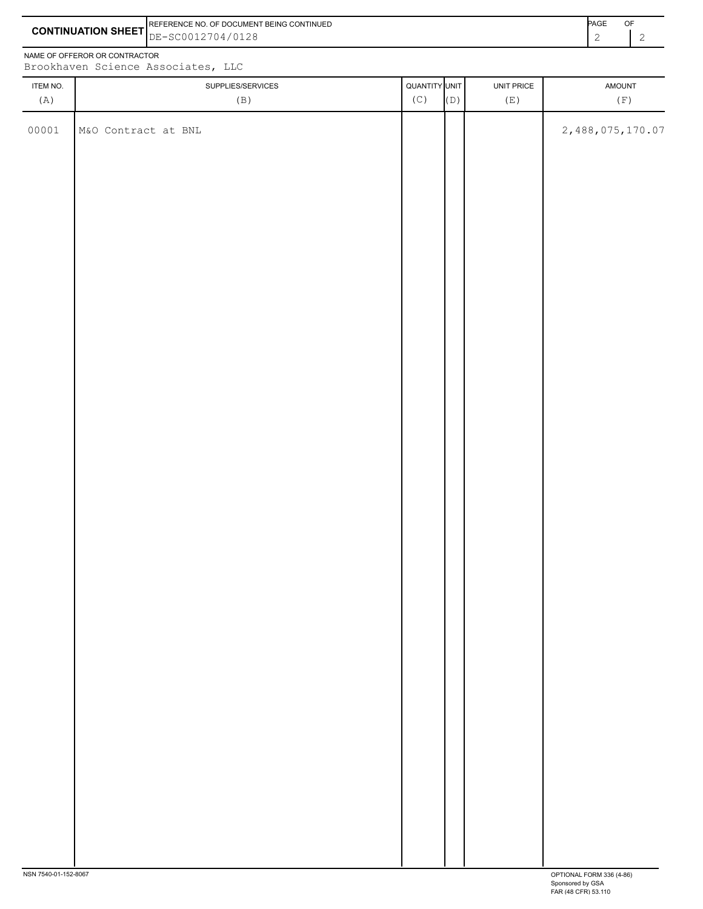**CONTINUATION SHEET**

REFERENCE NO. OF DOCUMENT BEING CONTINUED
DE-SC0012704/0128

NAME OF OFFEROR OR CONTRACTOR
Brookhaven Science Associates, LLC

| ITEM NO. (A) | SUPPLIES/SERVICES (B) | QUANTITY (C) | UNIT (D) | UNIT PRICE (E) | AMOUNT (F) |
| --- | --- | --- | --- | --- | --- |
| 00001 | M&O Contract at BNL | | | | 2,488,075,170.07 |

NSN 7540-01-152-8067

OPTIONAL FORM 336 (4-86)
Sponsored by GSA
FAR (48 CFR) 53.110